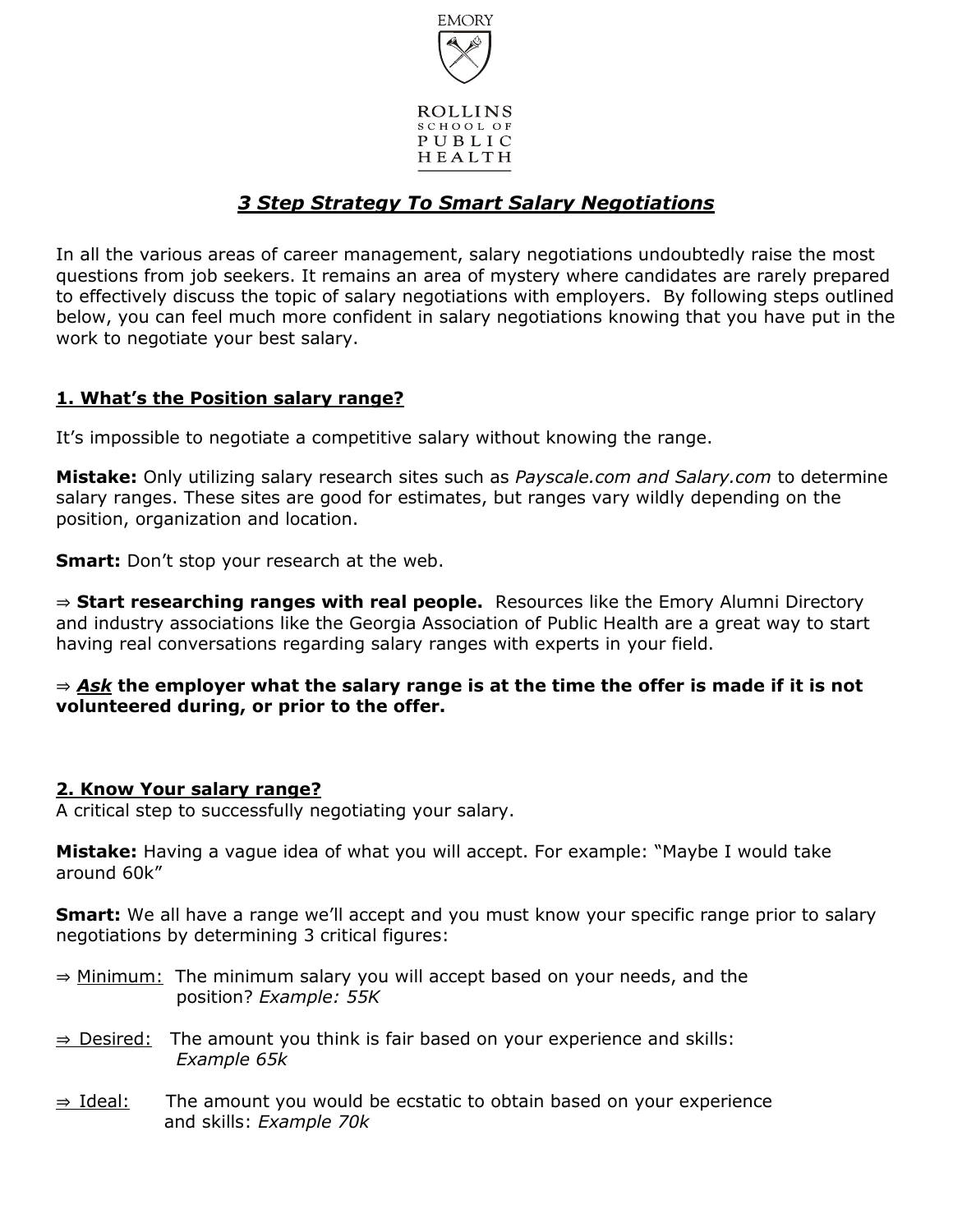EMORY

ROLLINS SCHOOL OF PUBLIC HEALTH

# *3 Step Strategy To Smart Salary Negotiations*

In all the various areas of career management, salary negotiations undoubtedly raise the most questions from job seekers. It remains an area of mystery where candidates are rarely prepared to effectively discuss the topic of salary negotiations with employers. By following steps outlined below, you can feel much more confident in salary negotiations knowing that you have put in the work to negotiate your best salary.

## 1. What's the Position salary range?

It's impossible to negotiate a competitive salary without knowing the range.

**Mistake:** Only utilizing salary research sites such as *Payscale.com and Salary.com* to determine salary ranges. These sites are good for estimates, but ranges vary wildly depending on the position, organization and location.

**Smart:** Don't stop your research at the web.

⇒ **Start researching ranges with real people.** Resources like the Emory Alumni Directory and industry associations like the Georgia Association of Public Health are a great way to start having real conversations regarding salary ranges with experts in your field.

⇒ ***Ask*** **the employer what the salary range is at the time the offer is made if it is not volunteered during, or prior to the offer.**

## 2. Know Your salary range?

A critical step to successfully negotiating your salary.

**Mistake:** Having a vague idea of what you will accept. For example: "Maybe I would take around 60k"

**Smart:** We all have a range we'll accept and you must know your specific range prior to salary negotiations by determining 3 critical figures:

⇒ Minimum: The minimum salary you will accept based on your needs, and the position? *Example: 55K*

⇒ Desired: The amount you think is fair based on your experience and skills: *Example 65k*

⇒ Ideal: The amount you would be ecstatic to obtain based on your experience and skills: *Example 70k*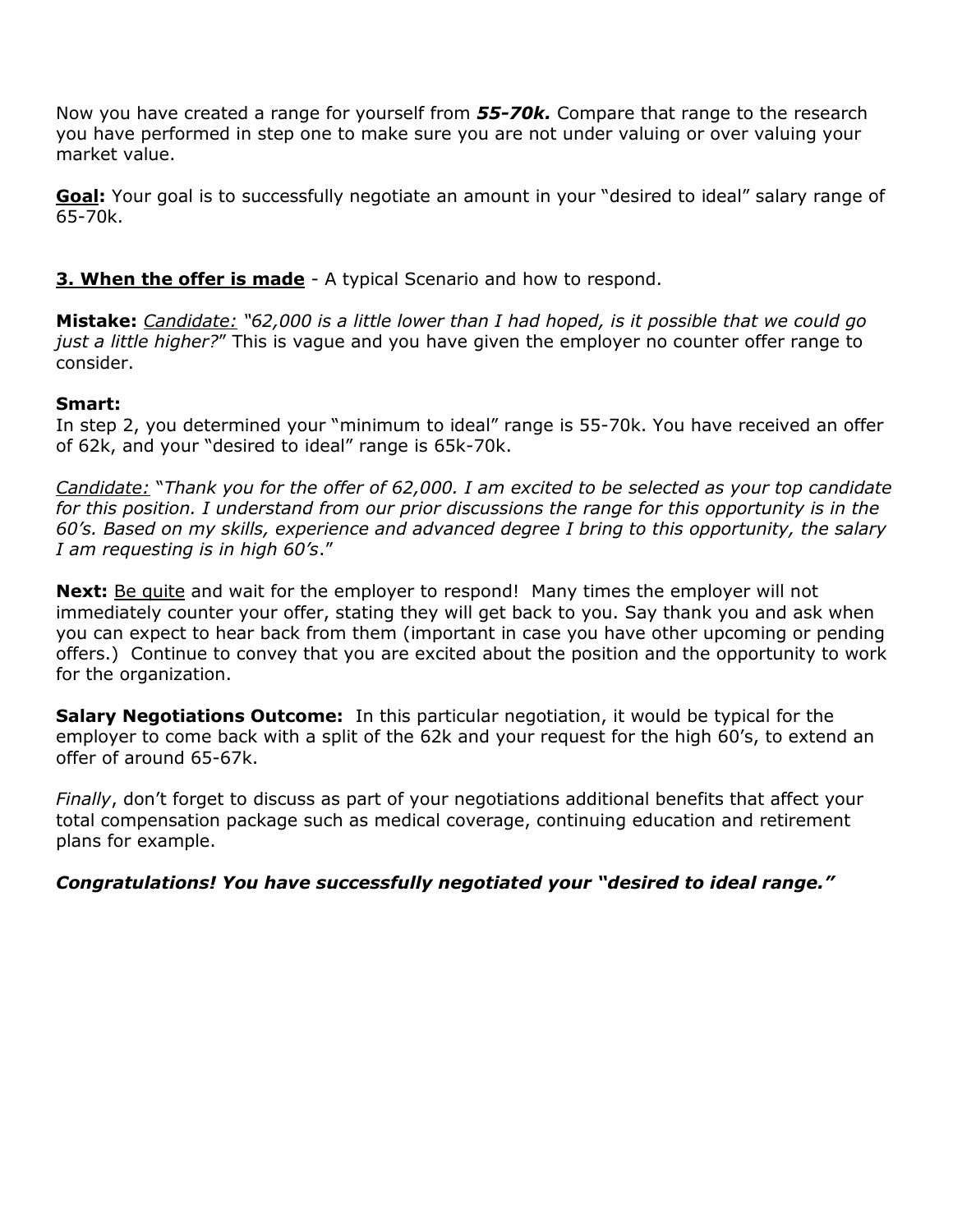Now you have created a range for yourself from ***55-70k.*** Compare that range to the research you have performed in step one to make sure you are not under valuing or over valuing your market value.

<u>**Goal**</u>**:** Your goal is to successfully negotiate an amount in your "desired to ideal" salary range of 65-70k.

**<u>3. When the offer is made</u>** - A typical Scenario and how to respond.

**Mistake:** *<u>Candidate:</u> "62,000 is a little lower than I had hoped, is it possible that we could go just a little higher?*" This is vague and you have given the employer no counter offer range to consider.

**Smart:**
In step 2, you determined your "minimum to ideal" range is 55-70k. You have received an offer of 62k, and your "desired to ideal" range is 65k-70k.

*<u>Candidate:</u>* "*Thank you for the offer of 62,000. I am excited to be selected as your top candidate for this position. I understand from our prior discussions the range for this opportunity is in the 60's. Based on my skills, experience and advanced degree I bring to this opportunity, the salary I am requesting is in high 60's*."

**Next:** <u>Be quite</u> and wait for the employer to respond! Many times the employer will not immediately counter your offer, stating they will get back to you. Say thank you and ask when you can expect to hear back from them (important in case you have other upcoming or pending offers.) Continue to convey that you are excited about the position and the opportunity to work for the organization.

**Salary Negotiations Outcome:** In this particular negotiation, it would be typical for the employer to come back with a split of the 62k and your request for the high 60's, to extend an offer of around 65-67k.

*Finally*, don't forget to discuss as part of your negotiations additional benefits that affect your total compensation package such as medical coverage, continuing education and retirement plans for example.

***Congratulations! You have successfully negotiated your "desired to ideal range."***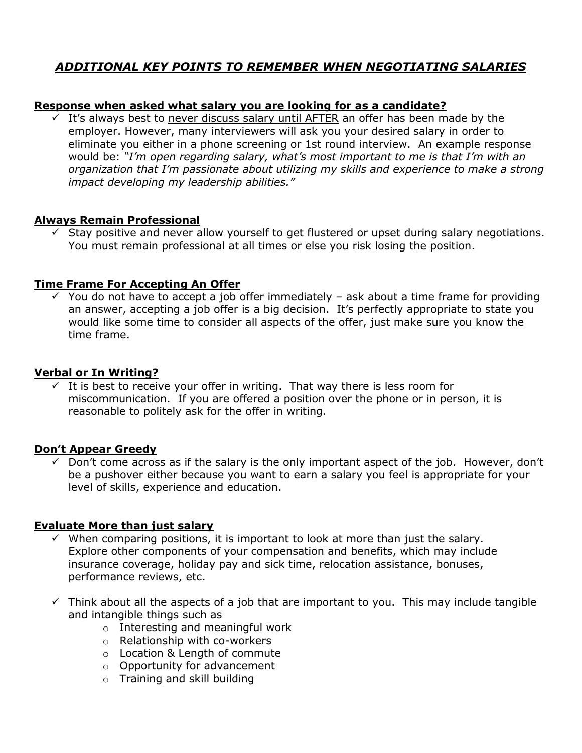## *ADDITIONAL KEY POINTS TO REMEMBER WHEN NEGOTIATING SALARIES*

**Response when asked what salary you are looking for as a candidate?**

- ✓ It's always best to never discuss salary until AFTER an offer has been made by the employer. However, many interviewers will ask you your desired salary in order to eliminate you either in a phone screening or 1st round interview. An example response would be: *"I'm open regarding salary, what's most important to me is that I'm with an organization that I'm passionate about utilizing my skills and experience to make a strong impact developing my leadership abilities."*

**Always Remain Professional**

- ✓ Stay positive and never allow yourself to get flustered or upset during salary negotiations. You must remain professional at all times or else you risk losing the position.

**Time Frame For Accepting An Offer**

- ✓ You do not have to accept a job offer immediately – ask about a time frame for providing an answer, accepting a job offer is a big decision. It's perfectly appropriate to state you would like some time to consider all aspects of the offer, just make sure you know the time frame.

**Verbal or In Writing?**

- ✓ It is best to receive your offer in writing. That way there is less room for miscommunication. If you are offered a position over the phone or in person, it is reasonable to politely ask for the offer in writing.

**Don't Appear Greedy**

- ✓ Don't come across as if the salary is the only important aspect of the job. However, don't be a pushover either because you want to earn a salary you feel is appropriate for your level of skills, experience and education.

**Evaluate More than just salary**

- ✓ When comparing positions, it is important to look at more than just the salary. Explore other components of your compensation and benefits, which may include insurance coverage, holiday pay and sick time, relocation assistance, bonuses, performance reviews, etc.

- ✓ Think about all the aspects of a job that are important to you. This may include tangible and intangible things such as
  - Interesting and meaningful work
  - Relationship with co-workers
  - Location & Length of commute
  - Opportunity for advancement
  - Training and skill building